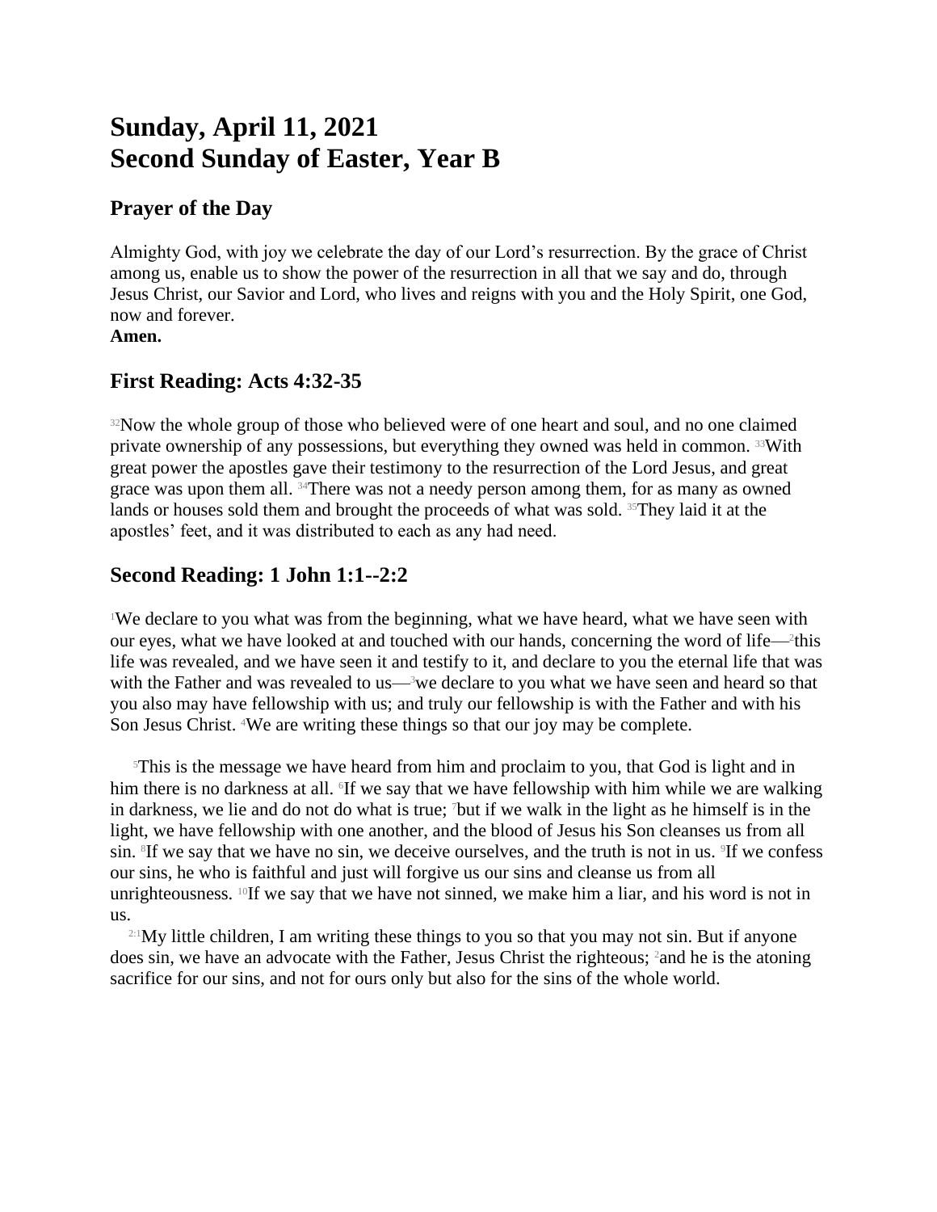# Sunday, April 11, 2021
# Second Sunday of Easter, Year B

## Prayer of the Day

Almighty God, with joy we celebrate the day of our Lord's resurrection. By the grace of Christ among us, enable us to show the power of the resurrection in all that we say and do, through Jesus Christ, our Savior and Lord, who lives and reigns with you and the Holy Spirit, one God, now and forever.
**Amen.**

## First Reading: Acts 4:32-35

[32]Now the whole group of those who believed were of one heart and soul, and no one claimed private ownership of any possessions, but everything they owned was held in common. [33]With great power the apostles gave their testimony to the resurrection of the Lord Jesus, and great grace was upon them all. [34]There was not a needy person among them, for as many as owned lands or houses sold them and brought the proceeds of what was sold. [35]They laid it at the apostles' feet, and it was distributed to each as any had need.

## Second Reading: 1 John 1:1--2:2

[1]We declare to you what was from the beginning, what we have heard, what we have seen with our eyes, what we have looked at and touched with our hands, concerning the word of life—[2]this life was revealed, and we have seen it and testify to it, and declare to you the eternal life that was with the Father and was revealed to us—[3]we declare to you what we have seen and heard so that you also may have fellowship with us; and truly our fellowship is with the Father and with his Son Jesus Christ. [4]We are writing these things so that our joy may be complete.

[5]This is the message we have heard from him and proclaim to you, that God is light and in him there is no darkness at all. [6]If we say that we have fellowship with him while we are walking in darkness, we lie and do not do what is true; [7]but if we walk in the light as he himself is in the light, we have fellowship with one another, and the blood of Jesus his Son cleanses us from all sin. [8]If we say that we have no sin, we deceive ourselves, and the truth is not in us. [9]If we confess our sins, he who is faithful and just will forgive us our sins and cleanse us from all unrighteousness. [10]If we say that we have not sinned, we make him a liar, and his word is not in us.

[2:1]My little children, I am writing these things to you so that you may not sin. But if anyone does sin, we have an advocate with the Father, Jesus Christ the righteous; [2]and he is the atoning sacrifice for our sins, and not for ours only but also for the sins of the whole world.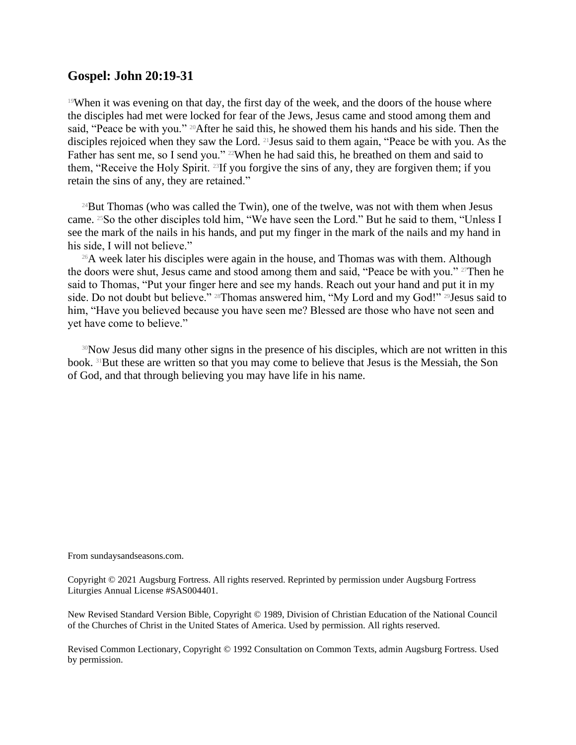## Gospel: John 20:19-31

[19]When it was evening on that day, the first day of the week, and the doors of the house where the disciples had met were locked for fear of the Jews, Jesus came and stood among them and said, "Peace be with you." [20]After he said this, he showed them his hands and his side. Then the disciples rejoiced when they saw the Lord. [21]Jesus said to them again, "Peace be with you. As the Father has sent me, so I send you." [22]When he had said this, he breathed on them and said to them, "Receive the Holy Spirit. [23]If you forgive the sins of any, they are forgiven them; if you retain the sins of any, they are retained."

[24]But Thomas (who was called the Twin), one of the twelve, was not with them when Jesus came. [25]So the other disciples told him, "We have seen the Lord." But he said to them, "Unless I see the mark of the nails in his hands, and put my finger in the mark of the nails and my hand in his side, I will not believe."

[26]A week later his disciples were again in the house, and Thomas was with them. Although the doors were shut, Jesus came and stood among them and said, "Peace be with you." [27]Then he said to Thomas, "Put your finger here and see my hands. Reach out your hand and put it in my side. Do not doubt but believe." [28]Thomas answered him, "My Lord and my God!" [29]Jesus said to him, "Have you believed because you have seen me? Blessed are those who have not seen and yet have come to believe."

[30]Now Jesus did many other signs in the presence of his disciples, which are not written in this book. [31]But these are written so that you may come to believe that Jesus is the Messiah, the Son of God, and that through believing you may have life in his name.

From sundaysandseasons.com.

Copyright © 2021 Augsburg Fortress. All rights reserved. Reprinted by permission under Augsburg Fortress Liturgies Annual License #SAS004401.

New Revised Standard Version Bible, Copyright © 1989, Division of Christian Education of the National Council of the Churches of Christ in the United States of America. Used by permission. All rights reserved.

Revised Common Lectionary, Copyright © 1992 Consultation on Common Texts, admin Augsburg Fortress. Used by permission.